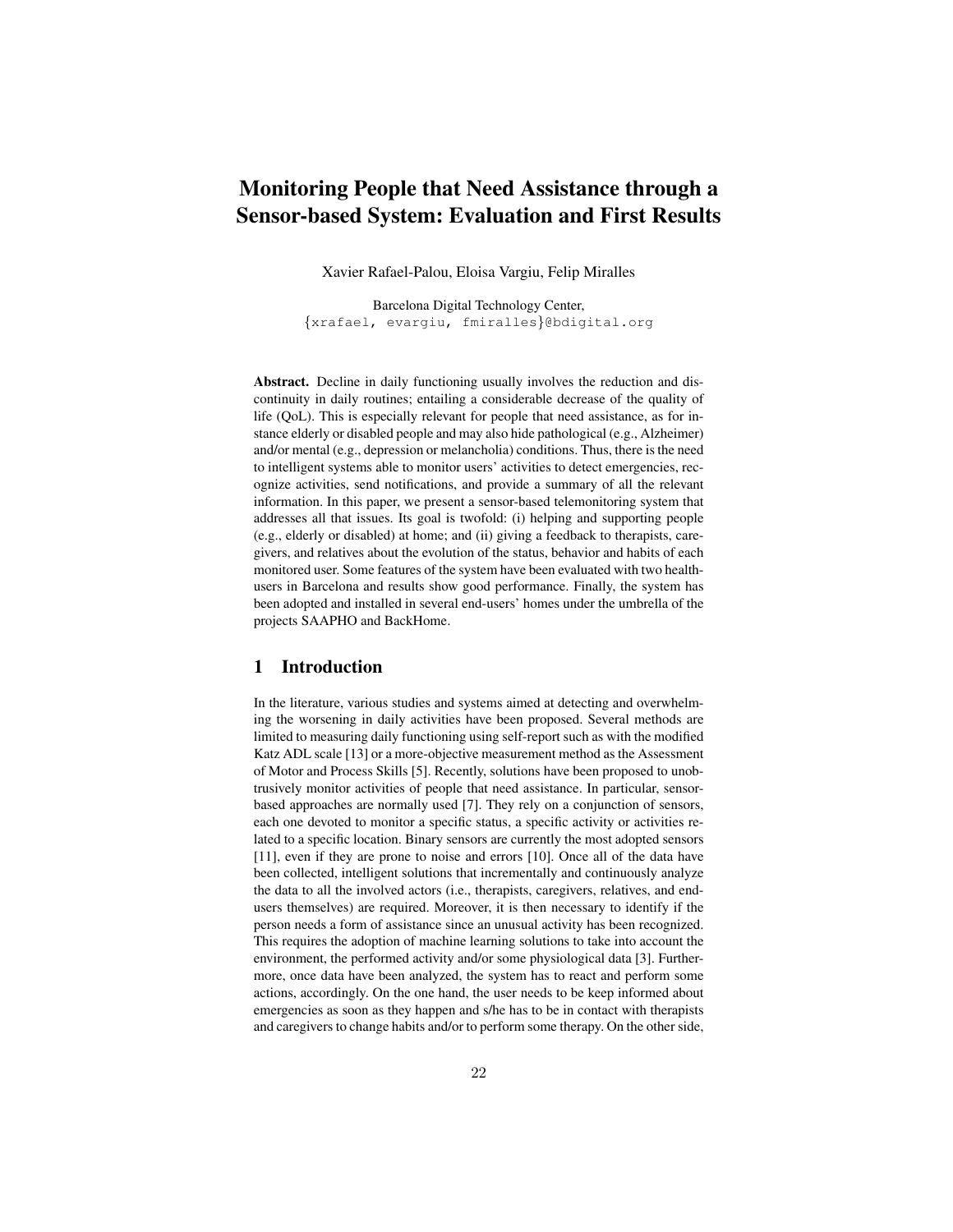# Monitoring People that Need Assistance through a Sensor-based System: Evaluation and First Results

Xavier Rafael-Palou, Eloisa Vargiu, Felip Miralles

Barcelona Digital Technology Center,
{xrafael, evargiu, fmiralles}@bdigital.org

**Abstract.** Decline in daily functioning usually involves the reduction and discontinuity in daily routines; entailing a considerable decrease of the quality of life (QoL). This is especially relevant for people that need assistance, as for instance elderly or disabled people and may also hide pathological (e.g., Alzheimer) and/or mental (e.g., depression or melancholia) conditions. Thus, there is the need to intelligent systems able to monitor users' activities to detect emergencies, recognize activities, send notifications, and provide a summary of all the relevant information. In this paper, we present a sensor-based telemonitoring system that addresses all that issues. Its goal is twofold: (i) helping and supporting people (e.g., elderly or disabled) at home; and (ii) giving a feedback to therapists, caregivers, and relatives about the evolution of the status, behavior and habits of each monitored user. Some features of the system have been evaluated with two health-users in Barcelona and results show good performance. Finally, the system has been adopted and installed in several end-users' homes under the umbrella of the projects SAAPHO and BackHome.

## 1 Introduction

In the literature, various studies and systems aimed at detecting and overwhelming the worsening in daily activities have been proposed. Several methods are limited to measuring daily functioning using self-report such as with the modified Katz ADL scale [13] or a more-objective measurement method as the Assessment of Motor and Process Skills [5]. Recently, solutions have been proposed to unobtrusively monitor activities of people that need assistance. In particular, sensor-based approaches are normally used [7]. They rely on a conjunction of sensors, each one devoted to monitor a specific status, a specific activity or activities related to a specific location. Binary sensors are currently the most adopted sensors [11], even if they are prone to noise and errors [10]. Once all of the data have been collected, intelligent solutions that incrementally and continuously analyze the data to all the involved actors (i.e., therapists, caregivers, relatives, and end-users themselves) are required. Moreover, it is then necessary to identify if the person needs a form of assistance since an unusual activity has been recognized. This requires the adoption of machine learning solutions to take into account the environment, the performed activity and/or some physiological data [3]. Furthermore, once data have been analyzed, the system has to react and perform some actions, accordingly. On the one hand, the user needs to be keep informed about emergencies as soon as they happen and s/he has to be in contact with therapists and caregivers to change habits and/or to perform some therapy. On the other side,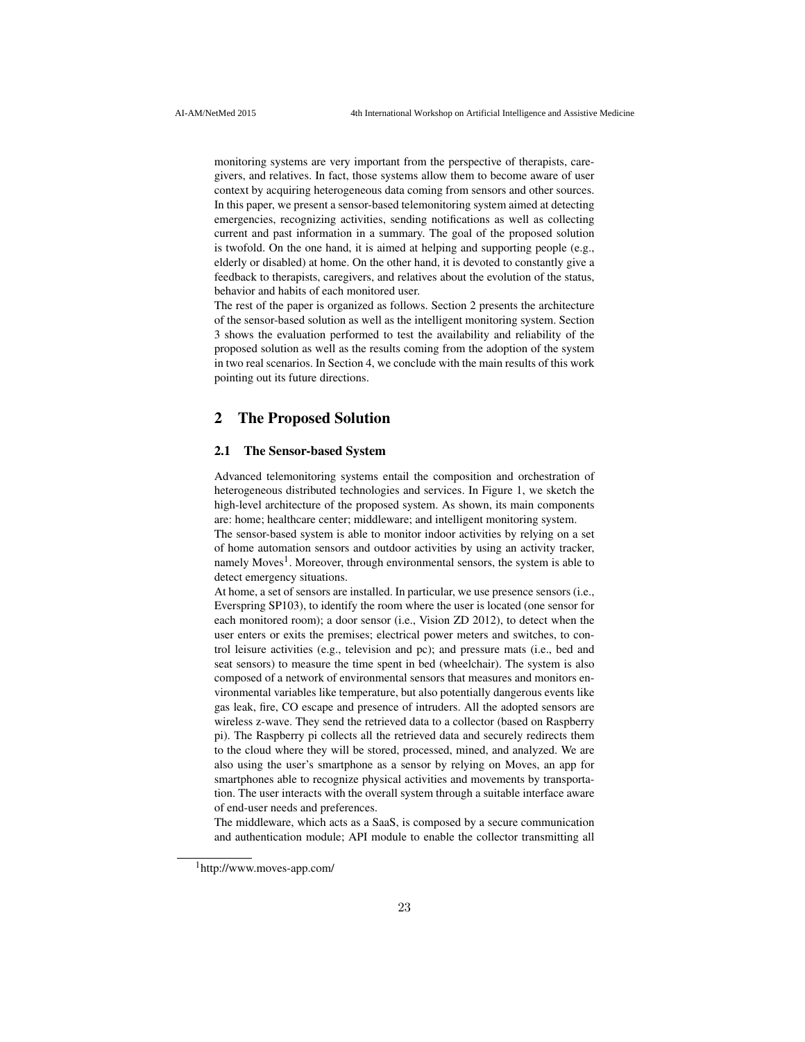monitoring systems are very important from the perspective of therapists, caregivers, and relatives. In fact, those systems allow them to become aware of user context by acquiring heterogeneous data coming from sensors and other sources. In this paper, we present a sensor-based telemonitoring system aimed at detecting emergencies, recognizing activities, sending notifications as well as collecting current and past information in a summary. The goal of the proposed solution is twofold. On the one hand, it is aimed at helping and supporting people (e.g., elderly or disabled) at home. On the other hand, it is devoted to constantly give a feedback to therapists, caregivers, and relatives about the evolution of the status, behavior and habits of each monitored user.

The rest of the paper is organized as follows. Section 2 presents the architecture of the sensor-based solution as well as the intelligent monitoring system. Section 3 shows the evaluation performed to test the availability and reliability of the proposed solution as well as the results coming from the adoption of the system in two real scenarios. In Section 4, we conclude with the main results of this work pointing out its future directions.

## 2 The Proposed Solution

### 2.1 The Sensor-based System

Advanced telemonitoring systems entail the composition and orchestration of heterogeneous distributed technologies and services. In Figure 1, we sketch the high-level architecture of the proposed system. As shown, its main components are: home; healthcare center; middleware; and intelligent monitoring system.

The sensor-based system is able to monitor indoor activities by relying on a set of home automation sensors and outdoor activities by using an activity tracker, namely Moves[1]. Moreover, through environmental sensors, the system is able to detect emergency situations.

At home, a set of sensors are installed. In particular, we use presence sensors (i.e., Everspring SP103), to identify the room where the user is located (one sensor for each monitored room); a door sensor (i.e., Vision ZD 2012), to detect when the user enters or exits the premises; electrical power meters and switches, to control leisure activities (e.g., television and pc); and pressure mats (i.e., bed and seat sensors) to measure the time spent in bed (wheelchair). The system is also composed of a network of environmental sensors that measures and monitors environmental variables like temperature, but also potentially dangerous events like gas leak, fire, CO escape and presence of intruders. All the adopted sensors are wireless z-wave. They send the retrieved data to a collector (based on Raspberry pi). The Raspberry pi collects all the retrieved data and securely redirects them to the cloud where they will be stored, processed, mined, and analyzed. We are also using the user's smartphone as a sensor by relying on Moves, an app for smartphones able to recognize physical activities and movements by transportation. The user interacts with the overall system through a suitable interface aware of end-user needs and preferences.

The middleware, which acts as a SaaS, is composed by a secure communication and authentication module; API module to enable the collector transmitting all

[1] http://www.moves-app.com/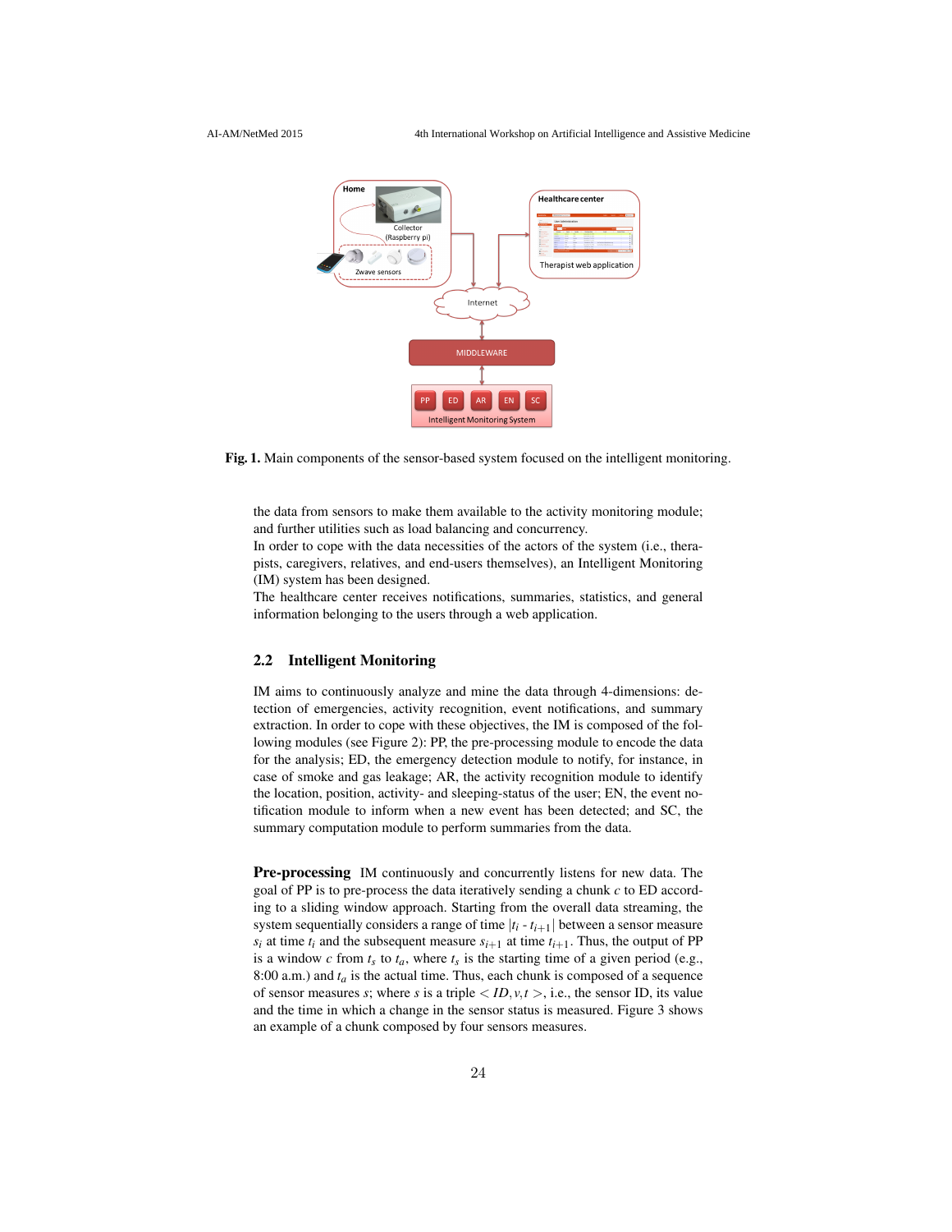Fig. 1. Main components of the sensor-based system focused on the intelligent monitoring.

the data from sensors to make them available to the activity monitoring module; and further utilities such as load balancing and concurrency.
In order to cope with the data necessities of the actors of the system (i.e., therapists, caregivers, relatives, and end-users themselves), an Intelligent Monitoring (IM) system has been designed.
The healthcare center receives notifications, summaries, statistics, and general information belonging to the users through a web application.

### 2.2 Intelligent Monitoring

IM aims to continuously analyze and mine the data through 4-dimensions: detection of emergencies, activity recognition, event notifications, and summary extraction. In order to cope with these objectives, the IM is composed of the following modules (see Figure 2): PP, the pre-processing module to encode the data for the analysis; ED, the emergency detection module to notify, for instance, in case of smoke and gas leakage; AR, the activity recognition module to identify the location, position, activity- and sleeping-status of the user; EN, the event notification module to inform when a new event has been detected; and SC, the summary computation module to perform summaries from the data.

**Pre-processing** IM continuously and concurrently listens for new data. The goal of PP is to pre-process the data iteratively sending a chunk $c$ to ED according to a sliding window approach. Starting from the overall data streaming, the system sequentially considers a range of time $|t_i$ - $t_{i+1}|$ between a sensor measure $s_i$ at time $t_i$ and the subsequent measure $s_{i+1}$ at time $t_{i+1}$. Thus, the output of PP is a window $c$ from $t_s$ to $t_a$, where $t_s$ is the starting time of a given period (e.g., 8:00 a.m.) and $t_a$ is the actual time. Thus, each chunk is composed of a sequence of sensor measures $s$; where $s$ is a triple $< ID, v, t >$, i.e., the sensor ID, its value and the time in which a change in the sensor status is measured. Figure 3 shows an example of a chunk composed by four sensors measures.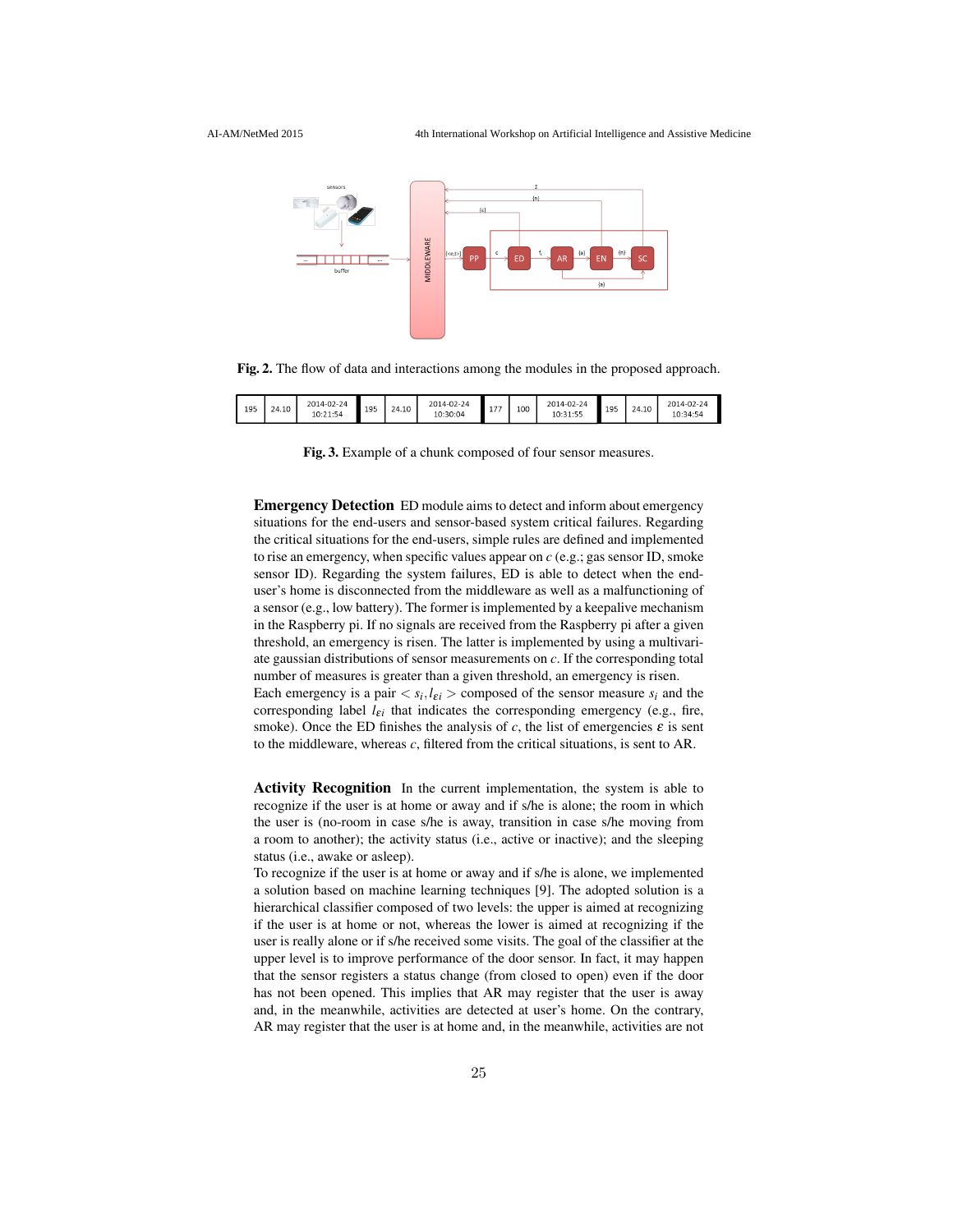Fig. 2. The flow of data and interactions among the modules in the proposed approach.

| 195 | 24.10 | 2014-02-24 10:21:54 | 195 | 24.10 | 2014-02-24 10:30:04 | 177 | 100 | 2014-02-24 10:31:55 | 195 | 24.10 | 2014-02-24 10:34:54 |
|---|---|---|---|---|---|---|---|---|---|---|---|

Fig. 3. Example of a chunk composed of four sensor measures.

**Emergency Detection** ED module aims to detect and inform about emergency situations for the end-users and sensor-based system critical failures. Regarding the critical situations for the end-users, simple rules are defined and implemented to rise an emergency, when specific values appear on $c$ (e.g.; gas sensor ID, smoke sensor ID). Regarding the system failures, ED is able to detect when the end-user's home is disconnected from the middleware as well as a malfunctioning of a sensor (e.g., low battery). The former is implemented by a keepalive mechanism in the Raspberry pi. If no signals are received from the Raspberry pi after a given threshold, an emergency is risen. The latter is implemented by using a multivariate gaussian distributions of sensor measurements on $c$. If the corresponding total number of measures is greater than a given threshold, an emergency is risen.
Each emergency is a pair $< s_i, l_{\varepsilon i} >$ composed of the sensor measure $s_i$ and the corresponding label $l_{\varepsilon i}$ that indicates the corresponding emergency (e.g., fire, smoke). Once the ED finishes the analysis of $c$, the list of emergencies $\varepsilon$ is sent to the middleware, whereas $c$, filtered from the critical situations, is sent to AR.

**Activity Recognition** In the current implementation, the system is able to recognize if the user is at home or away and if s/he is alone; the room in which the user is (no-room in case s/he is away, transition in case s/he moving from a room to another); the activity status (i.e., active or inactive); and the sleeping status (i.e., awake or asleep).
To recognize if the user is at home or away and if s/he is alone, we implemented a solution based on machine learning techniques [9]. The adopted solution is a hierarchical classifier composed of two levels: the upper is aimed at recognizing if the user is at home or not, whereas the lower is aimed at recognizing if the user is really alone or if s/he received some visits. The goal of the classifier at the upper level is to improve performance of the door sensor. In fact, it may happen that the sensor registers a status change (from closed to open) even if the door has not been opened. This implies that AR may register that the user is away and, in the meanwhile, activities are detected at user's home. On the contrary, AR may register that the user is at home and, in the meanwhile, activities are not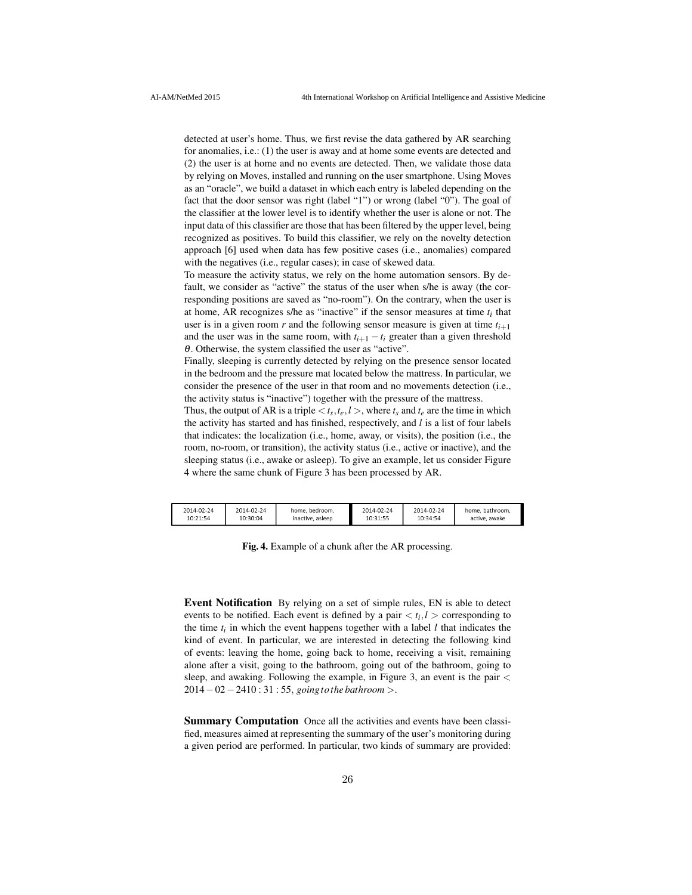detected at user's home. Thus, we first revise the data gathered by AR searching for anomalies, i.e.: (1) the user is away and at home some events are detected and (2) the user is at home and no events are detected. Then, we validate those data by relying on Moves, installed and running on the user smartphone. Using Moves as an "oracle", we build a dataset in which each entry is labeled depending on the fact that the door sensor was right (label "1") or wrong (label "0"). The goal of the classifier at the lower level is to identify whether the user is alone or not. The input data of this classifier are those that has been filtered by the upper level, being recognized as positives. To build this classifier, we rely on the novelty detection approach [6] used when data has few positive cases (i.e., anomalies) compared with the negatives (i.e., regular cases); in case of skewed data.

To measure the activity status, we rely on the home automation sensors. By default, we consider as "active" the status of the user when s/he is away (the corresponding positions are saved as "no-room"). On the contrary, when the user is at home, AR recognizes s/he as "inactive" if the sensor measures at time $t_i$ that user is in a given room $r$ and the following sensor measure is given at time $t_{i+1}$ and the user was in the same room, with $t_{i+1} - t_i$ greater than a given threshold $\theta$. Otherwise, the system classified the user as "active".

Finally, sleeping is currently detected by relying on the presence sensor located in the bedroom and the pressure mat located below the mattress. In particular, we consider the presence of the user in that room and no movements detection (i.e., the activity status is "inactive") together with the pressure of the mattress.

Thus, the output of AR is a triple $< t_s, t_e, l >$, where $t_s$ and $t_e$ are the time in which the activity has started and has finished, respectively, and $l$ is a list of four labels that indicates: the localization (i.e., home, away, or visits), the position (i.e., the room, no-room, or transition), the activity status (i.e., active or inactive), and the sleeping status (i.e., awake or asleep). To give an example, let us consider Figure 4 where the same chunk of Figure 3 has been processed by AR.

| 2014-02-24 10:21:54 | 2014-02-24 10:30:04 | home, bedroom, inactive, asleep | 2014-02-24 10:31:55 | 2014-02-24 10:34:54 | home, bathroom, active, awake |
|---|---|---|---|---|---|

**Fig. 4.** Example of a chunk after the AR processing.

**Event Notification** By relying on a set of simple rules, EN is able to detect events to be notified. Each event is defined by a pair $< t_i, l >$ corresponding to the time $t_i$ in which the event happens together with a label $l$ that indicates the kind of event. In particular, we are interested in detecting the following kind of events: leaving the home, going back to home, receiving a visit, remaining alone after a visit, going to the bathroom, going out of the bathroom, going to sleep, and awaking. Following the example, in Figure 3, an event is the pair $< 2014-02-2410:31:55, going\,to\,the\,bathroom >$.

**Summary Computation** Once all the activities and events have been classified, measures aimed at representing the summary of the user's monitoring during a given period are performed. In particular, two kinds of summary are provided: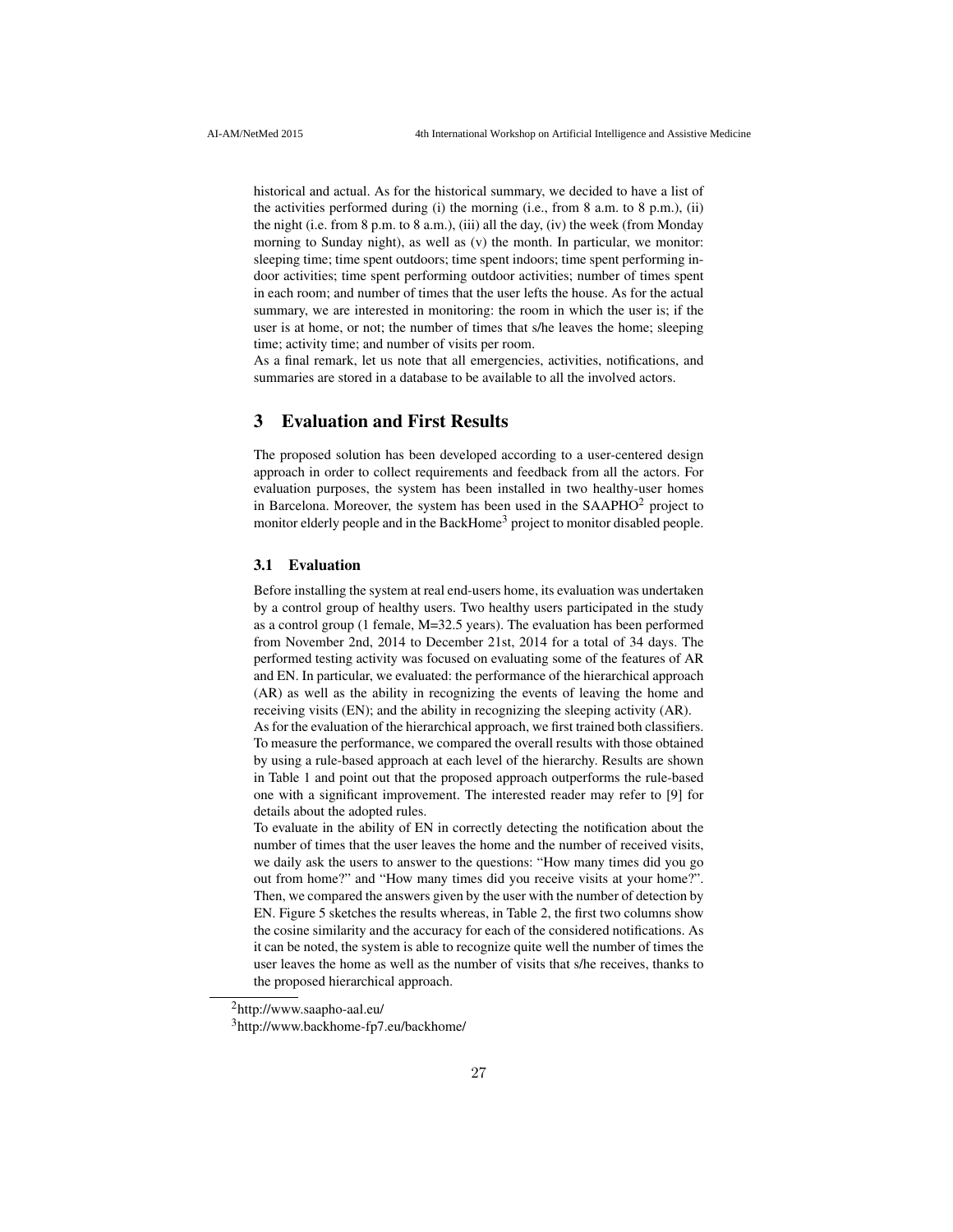historical and actual. As for the historical summary, we decided to have a list of the activities performed during (i) the morning (i.e., from 8 a.m. to 8 p.m.), (ii) the night (i.e. from 8 p.m. to 8 a.m.), (iii) all the day, (iv) the week (from Monday morning to Sunday night), as well as (v) the month. In particular, we monitor: sleeping time; time spent outdoors; time spent indoors; time spent performing indoor activities; time spent performing outdoor activities; number of times spent in each room; and number of times that the user lefts the house. As for the actual summary, we are interested in monitoring: the room in which the user is; if the user is at home, or not; the number of times that s/he leaves the home; sleeping time; activity time; and number of visits per room.

As a final remark, let us note that all emergencies, activities, notifications, and summaries are stored in a database to be available to all the involved actors.

## 3 Evaluation and First Results

The proposed solution has been developed according to a user-centered design approach in order to collect requirements and feedback from all the actors. For evaluation purposes, the system has been installed in two healthy-user homes in Barcelona. Moreover, the system has been used in the SAAPHO[2] project to monitor elderly people and in the BackHome[3] project to monitor disabled people.

### 3.1 Evaluation

Before installing the system at real end-users home, its evaluation was undertaken by a control group of healthy users. Two healthy users participated in the study as a control group (1 female, M=32.5 years). The evaluation has been performed from November 2nd, 2014 to December 21st, 2014 for a total of 34 days. The performed testing activity was focused on evaluating some of the features of AR and EN. In particular, we evaluated: the performance of the hierarchical approach (AR) as well as the ability in recognizing the events of leaving the home and receiving visits (EN); and the ability in recognizing the sleeping activity (AR).

As for the evaluation of the hierarchical approach, we first trained both classifiers. To measure the performance, we compared the overall results with those obtained by using a rule-based approach at each level of the hierarchy. Results are shown in Table 1 and point out that the proposed approach outperforms the rule-based one with a significant improvement. The interested reader may refer to [9] for details about the adopted rules.

To evaluate in the ability of EN in correctly detecting the notification about the number of times that the user leaves the home and the number of received visits, we daily ask the users to answer to the questions: "How many times did you go out from home?" and "How many times did you receive visits at your home?". Then, we compared the answers given by the user with the number of detection by EN. Figure 5 sketches the results whereas, in Table 2, the first two columns show the cosine similarity and the accuracy for each of the considered notifications. As it can be noted, the system is able to recognize quite well the number of times the user leaves the home as well as the number of visits that s/he receives, thanks to the proposed hierarchical approach.

---

[2] http://www.saapho-aal.eu/

[3] http://www.backhome-fp7.eu/backhome/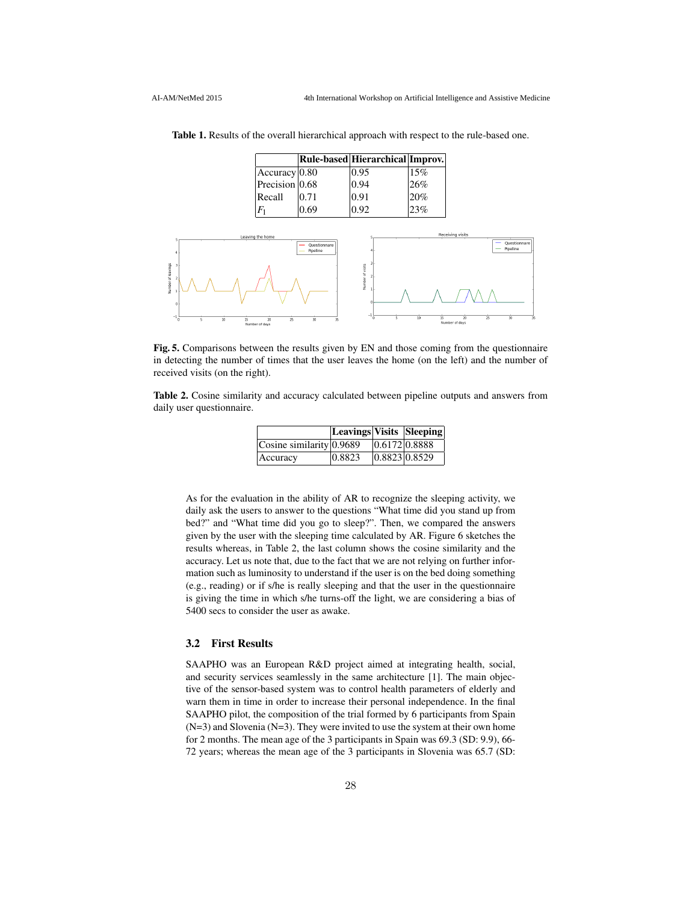**Table 1.** Results of the overall hierarchical approach with respect to the rule-based one.

| | Rule-based | Hierarchical | Improv. |
|---|---|---|---|
| Accuracy | 0.80 | 0.95 | 15% |
| Precision | 0.68 | 0.94 | 26% |
| Recall | 0.71 | 0.91 | 20% |
| $F_1$ | 0.69 | 0.92 | 23% |

**Fig. 5.** Comparisons between the results given by EN and those coming from the questionnaire in detecting the number of times that the user leaves the home (on the left) and the number of received visits (on the right).

**Table 2.** Cosine similarity and accuracy calculated between pipeline outputs and answers from daily user questionnaire.

| | Leavings | Visits | Sleeping |
|---|---|---|---|
| Cosine similarity | 0.9689 | 0.6172 | 0.8888 |
| Accuracy | 0.8823 | 0.8823 | 0.8529 |

As for the evaluation in the ability of AR to recognize the sleeping activity, we daily ask the users to answer to the questions "What time did you stand up from bed?" and "What time did you go to sleep?". Then, we compared the answers given by the user with the sleeping time calculated by AR. Figure 6 sketches the results whereas, in Table 2, the last column shows the cosine similarity and the accuracy. Let us note that, due to the fact that we are not relying on further information such as luminosity to understand if the user is on the bed doing something (e.g., reading) or if s/he is really sleeping and that the user in the questionnaire is giving the time in which s/he turns-off the light, we are considering a bias of 5400 secs to consider the user as awake.

### 3.2 First Results

SAAPHO was an European R&D project aimed at integrating health, social, and security services seamlessly in the same architecture [1]. The main objective of the sensor-based system was to control health parameters of elderly and warn them in time in order to increase their personal independence. In the final SAAPHO pilot, the composition of the trial formed by 6 participants from Spain (N=3) and Slovenia (N=3). They were invited to use the system at their own home for 2 months. The mean age of the 3 participants in Spain was 69.3 (SD: 9.9), 66-72 years; whereas the mean age of the 3 participants in Slovenia was 65.7 (SD: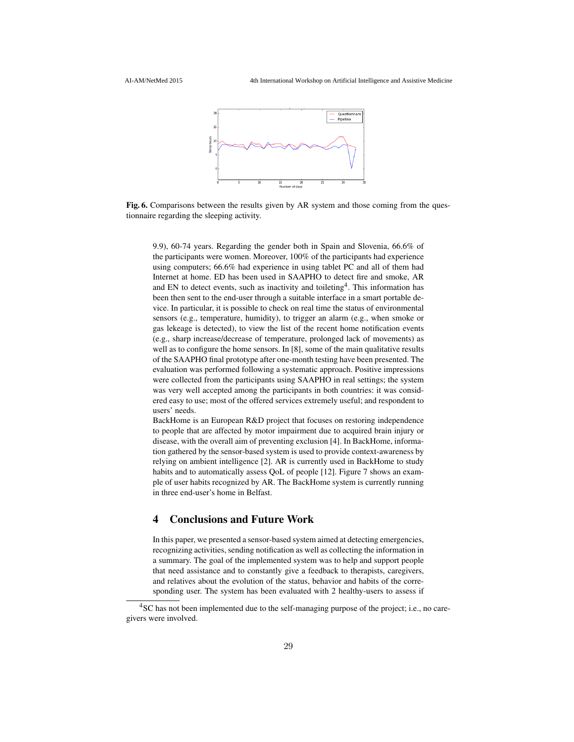Fig. 6. Comparisons between the results given by AR system and those coming from the questionnaire regarding the sleeping activity.

9.9), 60-74 years. Regarding the gender both in Spain and Slovenia, 66.6% of the participants were women. Moreover, 100% of the participants had experience using computers; 66.6% had experience in using tablet PC and all of them had Internet at home. ED has been used in SAAPHO to detect fire and smoke, AR and EN to detect events, such as inactivity and toileting[4]. This information has been then sent to the end-user through a suitable interface in a smart portable device. In particular, it is possible to check on real time the status of environmental sensors (e.g., temperature, humidity), to trigger an alarm (e.g., when smoke or gas lekeage is detected), to view the list of the recent home notification events (e.g., sharp increase/decrease of temperature, prolonged lack of movements) as well as to configure the home sensors. In [8], some of the main qualitative results of the SAAPHO final prototype after one-month testing have been presented. The evaluation was performed following a systematic approach. Positive impressions were collected from the participants using SAAPHO in real settings; the system was very well accepted among the participants in both countries: it was considered easy to use; most of the offered services extremely useful; and respondent to users' needs.

BackHome is an European R&D project that focuses on restoring independence to people that are affected by motor impairment due to acquired brain injury or disease, with the overall aim of preventing exclusion [4]. In BackHome, information gathered by the sensor-based system is used to provide context-awareness by relying on ambient intelligence [2]. AR is currently used in BackHome to study habits and to automatically assess QoL of people [12]. Figure 7 shows an example of user habits recognized by AR. The BackHome system is currently running in three end-user's home in Belfast.

## 4 Conclusions and Future Work

In this paper, we presented a sensor-based system aimed at detecting emergencies, recognizing activities, sending notification as well as collecting the information in a summary. The goal of the implemented system was to help and support people that need assistance and to constantly give a feedback to therapists, caregivers, and relatives about the evolution of the status, behavior and habits of the corresponding user. The system has been evaluated with 2 healthy-users to assess if

[4] SC has not been implemented due to the self-managing purpose of the project; i.e., no caregivers were involved.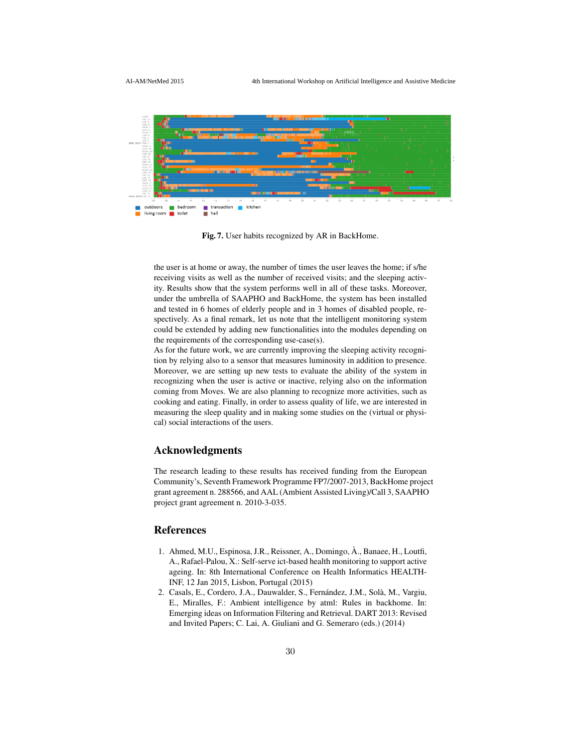Fig. 7. User habits recognized by AR in BackHome.

the user is at home or away, the number of times the user leaves the home; if s/he receiving visits as well as the number of received visits; and the sleeping activity. Results show that the system performs well in all of these tasks. Moreover, under the umbrella of SAAPHO and BackHome, the system has been installed and tested in 6 homes of elderly people and in 3 homes of disabled people, respectively. As a final remark, let us note that the intelligent monitoring system could be extended by adding new functionalities into the modules depending on the requirements of the corresponding use-case(s).

As for the future work, we are currently improving the sleeping activity recognition by relying also to a sensor that measures luminosity in addition to presence. Moreover, we are setting up new tests to evaluate the ability of the system in recognizing when the user is active or inactive, relying also on the information coming from Moves. We are also planning to recognize more activities, such as cooking and eating. Finally, in order to assess quality of life, we are interested in measuring the sleep quality and in making some studies on the (virtual or physical) social interactions of the users.

## Acknowledgments

The research leading to these results has received funding from the European Community's, Seventh Framework Programme FP7/2007-2013, BackHome project grant agreement n. 288566, and AAL (Ambient Assisted Living)/Call 3, SAAPHO project grant agreement n. 2010-3-035.

## References

1. Ahmed, M.U., Espinosa, J.R., Reissner, A., Domingo, À., Banaee, H., Loutfi, A., Rafael-Palou, X.: Self-serve ict-based health monitoring to support active ageing. In: 8th International Conference on Health Informatics HEALTH-INF, 12 Jan 2015, Lisbon, Portugal (2015)
2. Casals, E., Cordero, J.A., Dauwalder, S., Fernández, J.M., Solà, M., Vargiu, E., Miralles, F.: Ambient intelligence by atml: Rules in backhome. In: Emerging ideas on Information Filtering and Retrieval. DART 2013: Revised and Invited Papers; C. Lai, A. Giuliani and G. Semeraro (eds.) (2014)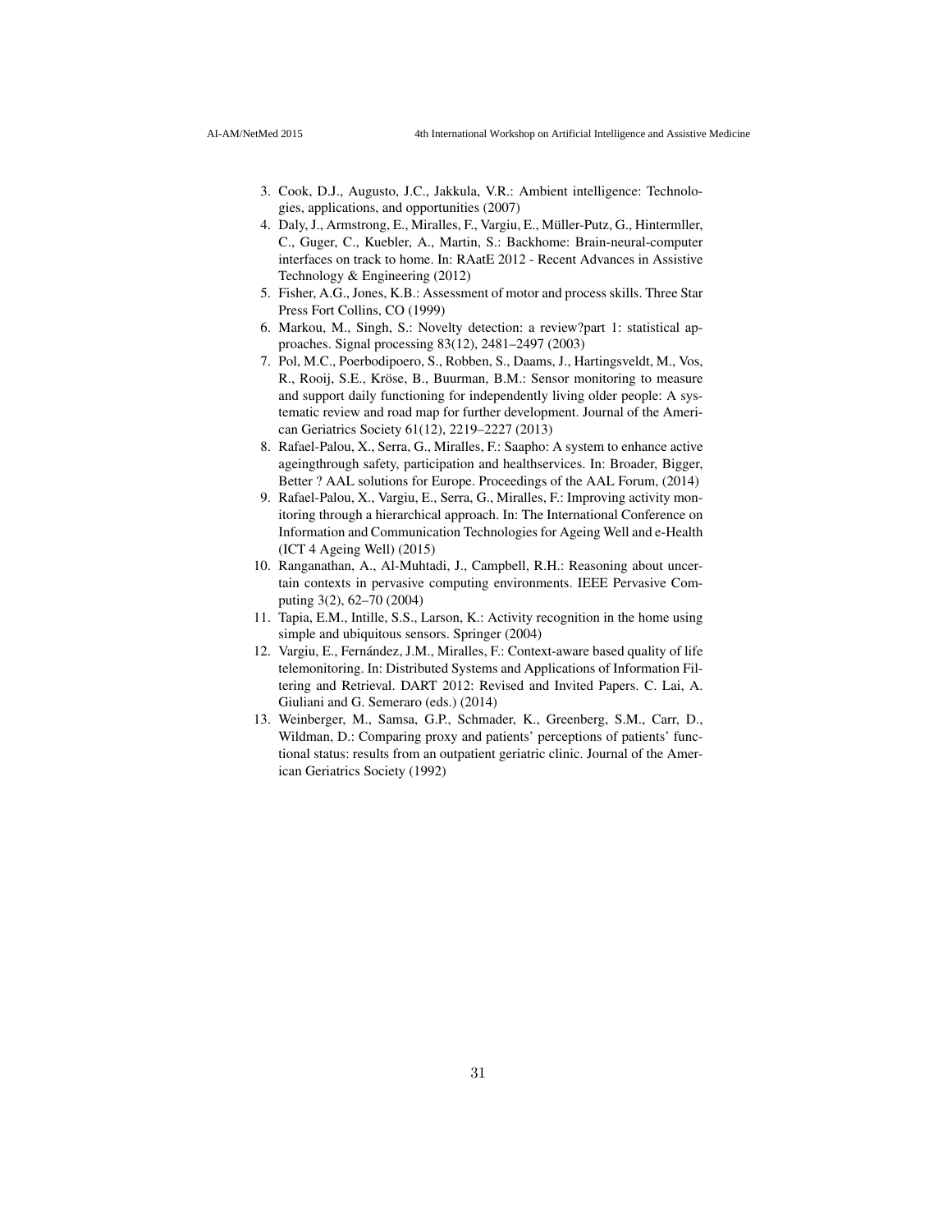3. Cook, D.J., Augusto, J.C., Jakkula, V.R.: Ambient intelligence: Technologies, applications, and opportunities (2007)
4. Daly, J., Armstrong, E., Miralles, F., Vargiu, E., Müller-Putz, G., Hintermller, C., Guger, C., Kuebler, A., Martin, S.: Backhome: Brain-neural-computer interfaces on track to home. In: RAatE 2012 - Recent Advances in Assistive Technology & Engineering (2012)
5. Fisher, A.G., Jones, K.B.: Assessment of motor and process skills. Three Star Press Fort Collins, CO (1999)
6. Markou, M., Singh, S.: Novelty detection: a review?part 1: statistical approaches. Signal processing 83(12), 2481–2497 (2003)
7. Pol, M.C., Poerbodipoero, S., Robben, S., Daams, J., Hartingsveldt, M., Vos, R., Rooij, S.E., Kröse, B., Buurman, B.M.: Sensor monitoring to measure and support daily functioning for independently living older people: A systematic review and road map for further development. Journal of the American Geriatrics Society 61(12), 2219–2227 (2013)
8. Rafael-Palou, X., Serra, G., Miralles, F.: Saapho: A system to enhance active ageingthrough safety, participation and healthservices. In: Broader, Bigger, Better ? AAL solutions for Europe. Proceedings of the AAL Forum, (2014)
9. Rafael-Palou, X., Vargiu, E., Serra, G., Miralles, F.: Improving activity monitoring through a hierarchical approach. In: The International Conference on Information and Communication Technologies for Ageing Well and e-Health (ICT 4 Ageing Well) (2015)
10. Ranganathan, A., Al-Muhtadi, J., Campbell, R.H.: Reasoning about uncertain contexts in pervasive computing environments. IEEE Pervasive Computing 3(2), 62–70 (2004)
11. Tapia, E.M., Intille, S.S., Larson, K.: Activity recognition in the home using simple and ubiquitous sensors. Springer (2004)
12. Vargiu, E., Fernández, J.M., Miralles, F.: Context-aware based quality of life telemonitoring. In: Distributed Systems and Applications of Information Filtering and Retrieval. DART 2012: Revised and Invited Papers. C. Lai, A. Giuliani and G. Semeraro (eds.) (2014)
13. Weinberger, M., Samsa, G.P., Schmader, K., Greenberg, S.M., Carr, D., Wildman, D.: Comparing proxy and patients' perceptions of patients' functional status: results from an outpatient geriatric clinic. Journal of the American Geriatrics Society (1992)